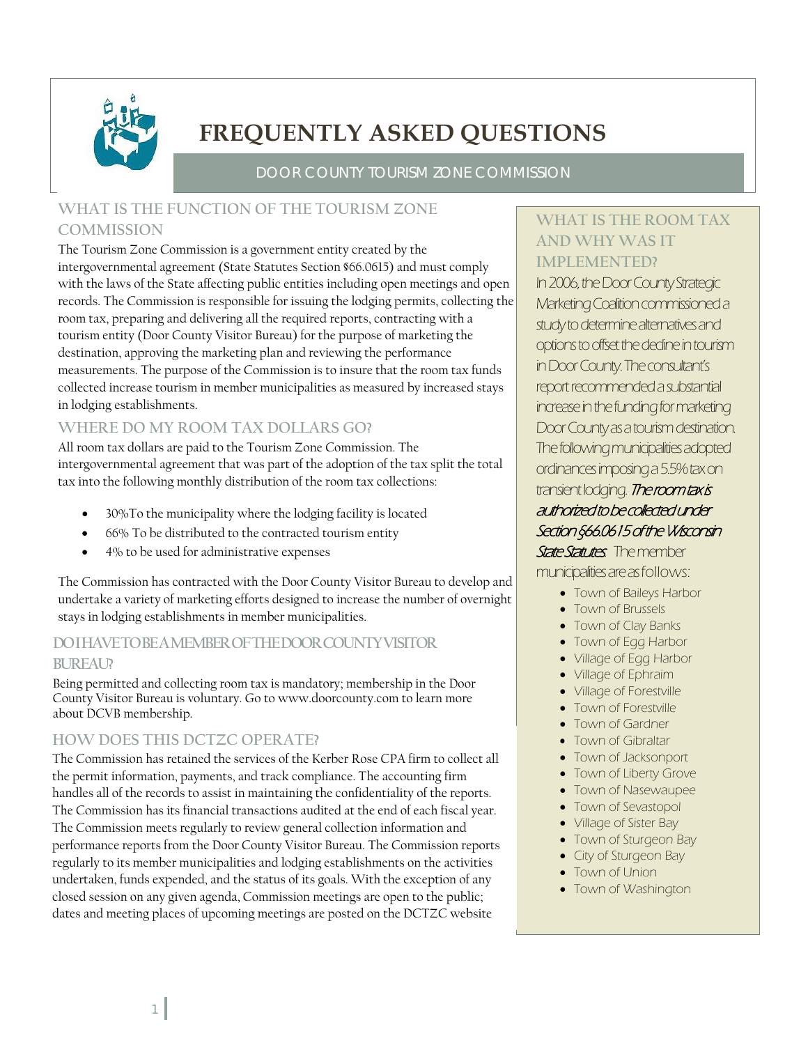# FREQUENTLY ASKED QUESTIONS

DOOR COUNTY TOURISM ZONE COMMISSION

## WHAT IS THE FUNCTION OF THE TOURISM ZONE COMMISSION

The Tourism Zone Commission is a government entity created by the intergovernmental agreement (State Statutes Section §66.0615) and must comply with the laws of the State affecting public entities including open meetings and open records. The Commission is responsible for issuing the lodging permits, collecting the room tax, preparing and delivering all the required reports, contracting with a tourism entity (Door County Visitor Bureau) for the purpose of marketing the destination, approving the marketing plan and reviewing the performance measurements. The purpose of the Commission is to insure that the room tax funds collected increase tourism in member municipalities as measured by increased stays in lodging establishments.

## WHERE DO MY ROOM TAX DOLLARS GO?

All room tax dollars are paid to the Tourism Zone Commission. The intergovernmental agreement that was part of the adoption of the tax split the total tax into the following monthly distribution of the room tax collections:

- 30%To the municipality where the lodging facility is located
- 66% To be distributed to the contracted tourism entity
- 4% to be used for administrative expenses

The Commission has contracted with the Door County Visitor Bureau to develop and undertake a variety of marketing efforts designed to increase the number of overnight stays in lodging establishments in member municipalities.

## DO I HAVE TO BE A MEMBER OF THE DOOR COUNTY VISITOR BUREAU?

Being permitted and collecting room tax is mandatory; membership in the Door County Visitor Bureau is voluntary. Go to www.doorcounty.com to learn more about DCVB membership.

## HOW DOES THIS DCTZC OPERATE?

The Commission has retained the services of the Kerber Rose CPA firm to collect all the permit information, payments, and track compliance. The accounting firm handles all of the records to assist in maintaining the confidentiality of the reports. The Commission has its financial transactions audited at the end of each fiscal year. The Commission meets regularly to review general collection information and performance reports from the Door County Visitor Bureau. The Commission reports regularly to its member municipalities and lodging establishments on the activities undertaken, funds expended, and the status of its goals. With the exception of any closed session on any given agenda, Commission meetings are open to the public; dates and meeting places of upcoming meetings are posted on the DCTZC website

## WHAT IS THE ROOM TAX AND WHY WAS IT IMPLEMENTED?

In 2006, the Door County Strategic Marketing Coalition commissioned a study to determine alternatives and options to offset the decline in tourism in Door County. The consultant's report recommended a substantial increase in the funding for marketing Door County as a tourism destination. The following municipalities adopted ordinances imposing a 5.5% tax on transient lodging. ***The room tax is authorized to be collected under Section §66.0615 of the Wisconsin State Statutes.*** The member municipalities are as follows:

- Town of Baileys Harbor
- Town of Brussels
- Town of Clay Banks
- Town of Egg Harbor
- Village of Egg Harbor
- Village of Ephraim
- Village of Forestville
- Town of Forestville
- Town of Gardner
- Town of Gibraltar
- Town of Jacksonport
- Town of Liberty Grove
- Town of Nasewaupee
- Town of Sevastopol
- Village of Sister Bay
- Town of Sturgeon Bay
- City of Sturgeon Bay
- Town of Union
- Town of Washington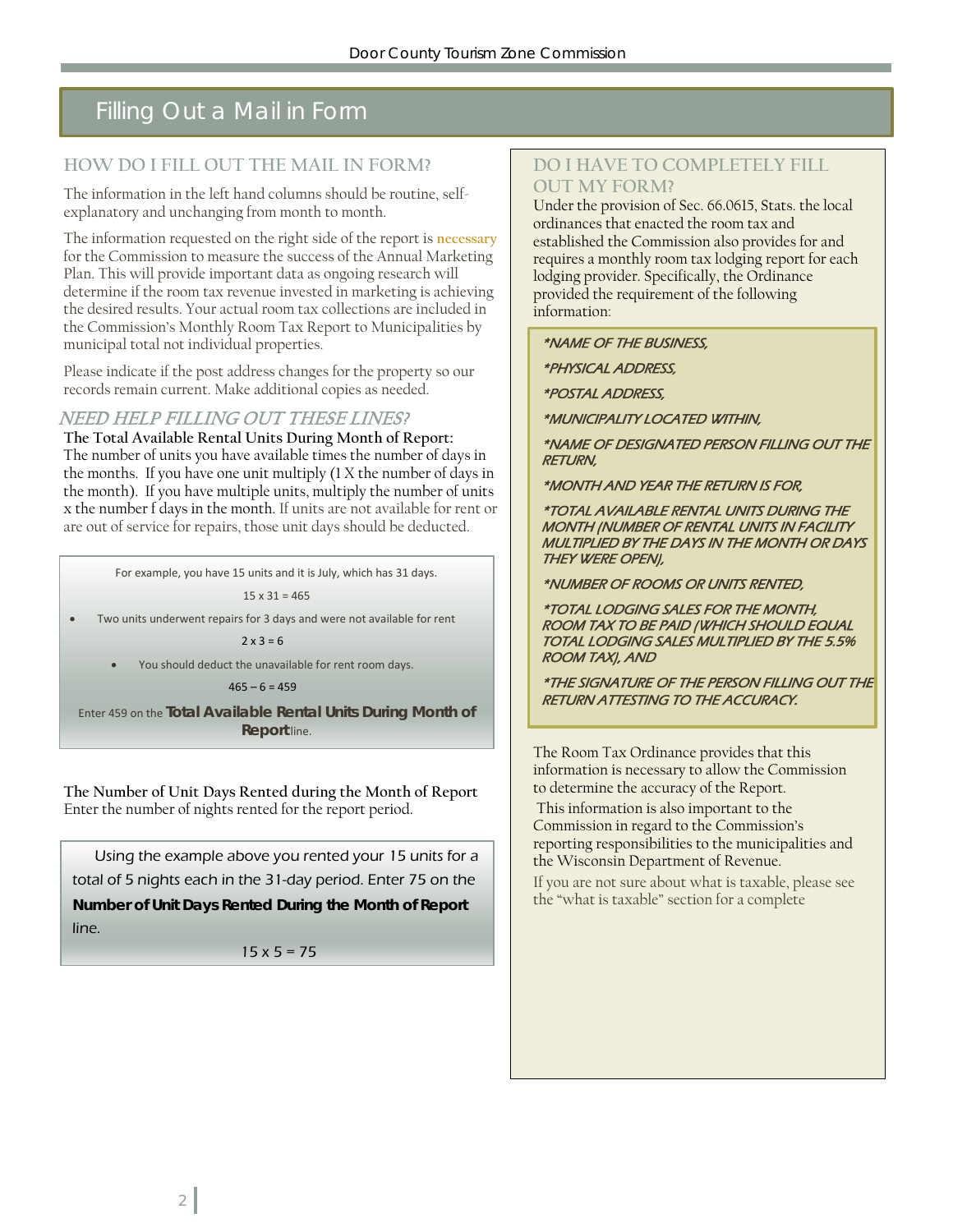# Filling Out a Mail in Form

## HOW DO I FILL OUT THE MAIL IN FORM?

The information in the left hand columns should be routine, self-explanatory and unchanging from month to month.

The information requested on the right side of the report is necessary for the Commission to measure the success of the Annual Marketing Plan. This will provide important data as ongoing research will determine if the room tax revenue invested in marketing is achieving the desired results. Your actual room tax collections are included in the Commission's Monthly Room Tax Report to Municipalities by municipal total not individual properties.

Please indicate if the post address changes for the property so our records remain current. Make additional copies as needed.

## *NEED HELP FILLING OUT THESE LINES?*

**The Total Available Rental Units During Month of Report:** The number of units you have available times the number of days in the months. If you have one unit multiply (1 X the number of days in the month). If you have multiple units, multiply the number of units x the number f days in the month. If units are not available for rent or are out of service for repairs, those unit days should be deducted.

> For example, you have 15 units and it is July, which has 31 days.
>
> 15 x 31 = 465
>
> - Two units underwent repairs for 3 days and were not available for rent
>
> 2 x 3 = 6
>
> - You should deduct the unavailable for rent room days.
>
> 465 – 6 = 459
>
> Enter 459 on the **Total Available Rental Units During Month of Report** line.

**The Number of Unit Days Rented during the Month of Report**
Enter the number of nights rented for the report period.

> Using the example above you rented your 15 units for a total of 5 nights each in the 31-day period. Enter 75 on the **Number of Unit Days Rented During the Month of Report** line.
>
> 15 x 5 = 75

## DO I HAVE TO COMPLETELY FILL OUT MY FORM?

Under the provision of Sec. 66.0615, Stats. the local ordinances that enacted the room tax and established the Commission also provides for and requires a monthly room tax lodging report for each lodging provider. Specifically, the Ordinance provided the requirement of the following information:

*\*NAME OF THE BUSINESS,*

*\*PHYSICAL ADDRESS,*

*\*POSTAL ADDRESS,*

*\*MUNICIPALITY LOCATED WITHIN,*

*\*NAME OF DESIGNATED PERSON FILLING OUT THE RETURN,*

*\*MONTH AND YEAR THE RETURN IS FOR,*

*\*TOTAL AVAILABLE RENTAL UNITS DURING THE MONTH (NUMBER OF RENTAL UNITS IN FACILITY MULTIPLIED BY THE DAYS IN THE MONTH OR DAYS THEY WERE OPEN),*

*\*NUMBER OF ROOMS OR UNITS RENTED,*

*\*TOTAL LODGING SALES FOR THE MONTH, ROOM TAX TO BE PAID (WHICH SHOULD EQUAL TOTAL LODGING SALES MULTIPLIED BY THE 5.5% ROOM TAX), AND*

*\*THE SIGNATURE OF THE PERSON FILLING OUT THE RETURN ATTESTING TO THE ACCURACY.*

The Room Tax Ordinance provides that this information is necessary to allow the Commission to determine the accuracy of the Report.

This information is also important to the Commission in regard to the Commission's reporting responsibilities to the municipalities and the Wisconsin Department of Revenue.

If you are not sure about what is taxable, please see the "what is taxable" section for a complete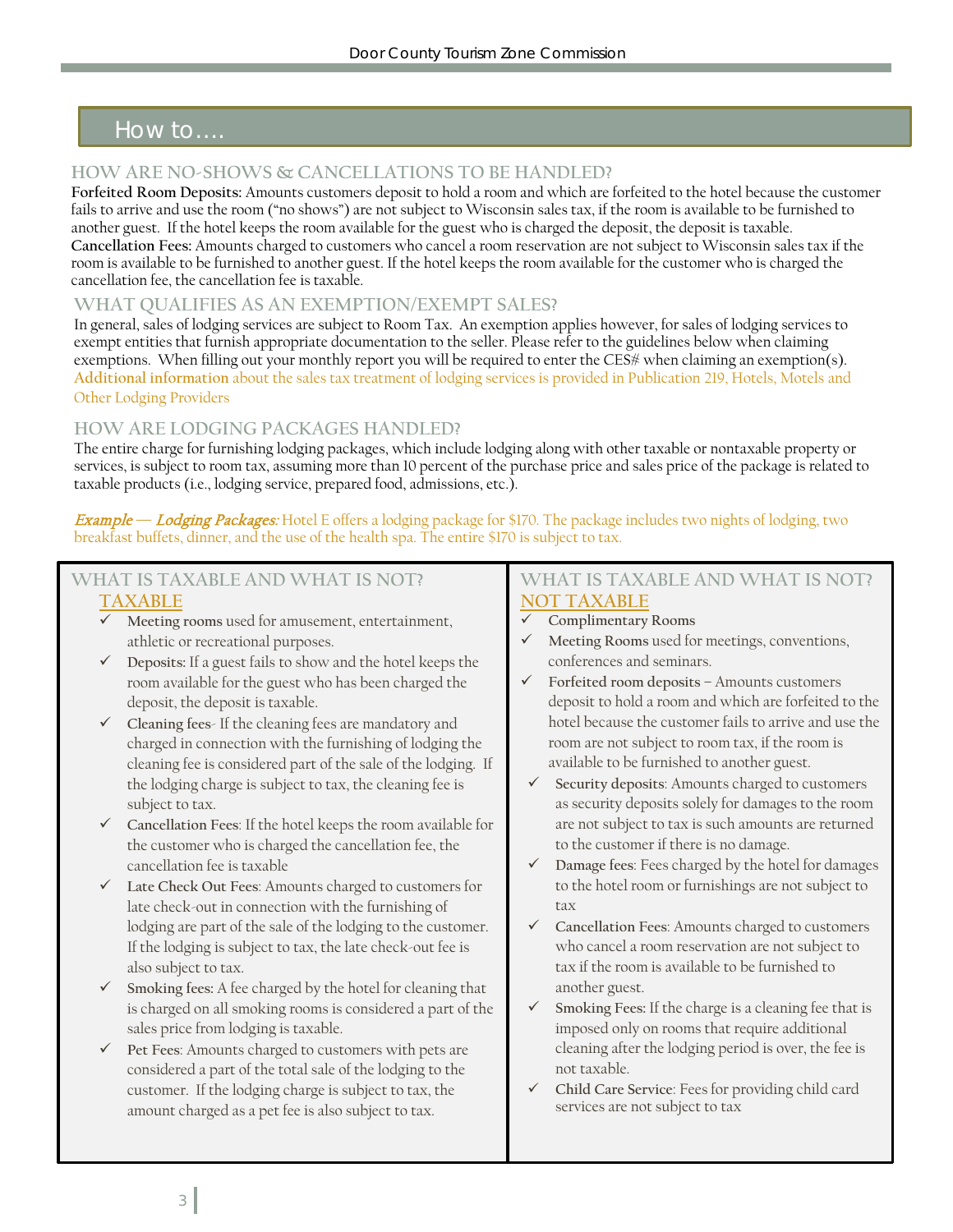## How to….

### HOW ARE NO-SHOWS & CANCELLATIONS TO BE HANDLED?

**Forfeited Room Deposits:** Amounts customers deposit to hold a room and which are forfeited to the hotel because the customer fails to arrive and use the room ("no shows") are not subject to Wisconsin sales tax, if the room is available to be furnished to another guest. If the hotel keeps the room available for the guest who is charged the deposit, the deposit is taxable.
**Cancellation Fees:** Amounts charged to customers who cancel a room reservation are not subject to Wisconsin sales tax if the room is available to be furnished to another guest. If the hotel keeps the room available for the customer who is charged the cancellation fee, the cancellation fee is taxable.

### WHAT QUALIFIES AS AN EXEMPTION/EXEMPT SALES?

In general, sales of lodging services are subject to Room Tax. An exemption applies however, for sales of lodging services to exempt entities that furnish appropriate documentation to the seller. Please refer to the guidelines below when claiming exemptions. When filling out your monthly report you will be required to enter the CES# when claiming an exemption(s).
**Additional information** about the sales tax treatment of lodging services is provided in Publication 219, Hotels, Motels and Other Lodging Providers

### HOW ARE LODGING PACKAGES HANDLED?

The entire charge for furnishing lodging packages, which include lodging along with other taxable or nontaxable property or services, is subject to room tax, assuming more than 10 percent of the purchase price and sales price of the package is related to taxable products (i.e., lodging service, prepared food, admissions, etc.).

*Example — Lodging Packages:* Hotel E offers a lodging package for $170. The package includes two nights of lodging, two breakfast buffets, dinner, and the use of the health spa. The entire $170 is subject to tax.

### WHAT IS TAXABLE AND WHAT IS NOT?

#### TAXABLE

- ✓ **Meeting rooms** used for amusement, entertainment, athletic or recreational purposes.
- ✓ **Deposits:** If a guest fails to show and the hotel keeps the room available for the guest who has been charged the deposit, the deposit is taxable.
- ✓ **Cleaning fees**- If the cleaning fees are mandatory and charged in connection with the furnishing of lodging the cleaning fee is considered part of the sale of the lodging. If the lodging charge is subject to tax, the cleaning fee is subject to tax.
- ✓ **Cancellation Fees**: If the hotel keeps the room available for the customer who is charged the cancellation fee, the cancellation fee is taxable
- ✓ **Late Check Out Fees**: Amounts charged to customers for late check-out in connection with the furnishing of lodging are part of the sale of the lodging to the customer. If the lodging is subject to tax, the late check-out fee is also subject to tax.
- ✓ **Smoking fees:** A fee charged by the hotel for cleaning that is charged on all smoking rooms is considered a part of the sales price from lodging is taxable.
- ✓ **Pet Fees**: Amounts charged to customers with pets are considered a part of the total sale of the lodging to the customer. If the lodging charge is subject to tax, the amount charged as a pet fee is also subject to tax.

### WHAT IS TAXABLE AND WHAT IS NOT?

#### NOT TAXABLE

- ✓ **Complimentary Rooms**
- ✓ **Meeting Rooms** used for meetings, conventions, conferences and seminars.
- ✓ **Forfeited room deposits** – Amounts customers deposit to hold a room and which are forfeited to the hotel because the customer fails to arrive and use the room are not subject to room tax, if the room is available to be furnished to another guest.
- ✓ **Security deposits**: Amounts charged to customers as security deposits solely for damages to the room are not subject to tax is such amounts are returned to the customer if there is no damage.
- ✓ **Damage fees**: Fees charged by the hotel for damages to the hotel room or furnishings are not subject to tax
- ✓ **Cancellation Fees**: Amounts charged to customers who cancel a room reservation are not subject to tax if the room is available to be furnished to another guest.
- ✓ **Smoking Fees:** If the charge is a cleaning fee that is imposed only on rooms that require additional cleaning after the lodging period is over, the fee is not taxable.
- ✓ **Child Care Service**: Fees for providing child card services are not subject to tax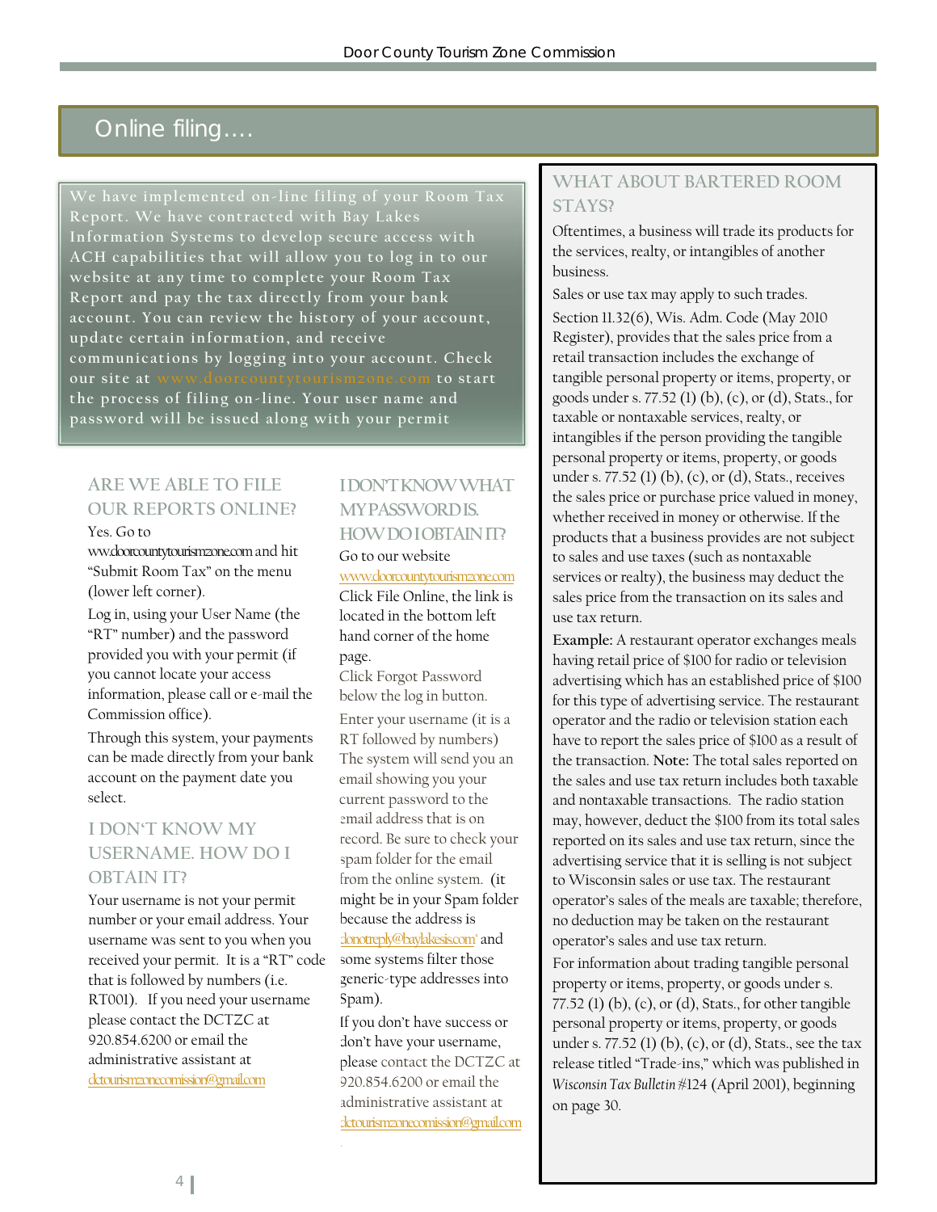## Online filing….

We have implemented on-line filing of your Room Tax Report. We have contracted with Bay Lakes Information Systems to develop secure access with ACH capabilities that will allow you to log in to our website at any time to complete your Room Tax Report and pay the tax directly from your bank account. You can review the history of your account, update certain information, and receive communications by logging into your account. Check our site at www.doorcountytourismzone.com to start the process of filing on-line. Your user name and password will be issued along with your permit

### ARE WE ABLE TO FILE OUR REPORTS ONLINE?

Yes. Go to www.doorcountytourismzone.com and hit "Submit Room Tax" on the menu (lower left corner).

Log in, using your User Name (the "RT" number) and the password provided you with your permit (if you cannot locate your access information, please call or e-mail the Commission office).

Through this system, your payments can be made directly from your bank account on the payment date you select.

### I DON'T KNOW MY USERNAME. HOW DO I OBTAIN IT?

Your username is not your permit number or your email address. Your username was sent to you when you received your permit. It is a "RT" code that is followed by numbers (i.e. RT001). If you need your username please contact the DCTZC at 920.854.6200 or email the administrative assistant at dctourismzonecomission@gmail.com

### I DON'T KNOW WHAT MY PASSWORD IS. HOW DO I OBTAIN IT?

Go to our website www.doorcountytourismzone.com

Click File Online, the link is located in the bottom left hand corner of the home page.

Click Forgot Password below the log in button.

Enter your username (it is a RT followed by numbers)

The system will send you an email showing you your current password to the email address that is on record. Be sure to check your spam folder for the email from the online system. (it might be in your Spam folder because the address is 'donotreply@baylakesis.com' and some systems filter those generic-type addresses into Spam).

If you don't have success or don't have your username, please contact the DCTZC at 920.854.6200 or email the administrative assistant at dctourismzonecomission@gmail.com

### WHAT ABOUT BARTERED ROOM STAYS?

Oftentimes, a business will trade its products for the services, realty, or intangibles of another business.

Sales or use tax may apply to such trades.

Section 11.32(6), Wis. Adm. Code (May 2010 Register), provides that the sales price from a retail transaction includes the exchange of tangible personal property or items, property, or goods under s. 77.52 (1) (b), (c), or (d), Stats., for taxable or nontaxable services, realty, or intangibles if the person providing the tangible personal property or items, property, or goods under s. 77.52 (1) (b), (c), or (d), Stats., receives the sales price or purchase price valued in money, whether received in money or otherwise. If the products that a business provides are not subject to sales and use taxes (such as nontaxable services or realty), the business may deduct the sales price from the transaction on its sales and use tax return.

**Example:** A restaurant operator exchanges meals having retail price of $100 for radio or television advertising which has an established price of $100 for this type of advertising service. The restaurant operator and the radio or television station each have to report the sales price of $100 as a result of the transaction. **Note:** The total sales reported on the sales and use tax return includes both taxable and nontaxable transactions. The radio station may, however, deduct the $100 from its total sales reported on its sales and use tax return, since the advertising service that it is selling is not subject to Wisconsin sales or use tax. The restaurant operator's sales of the meals are taxable; therefore, no deduction may be taken on the restaurant operator's sales and use tax return.

For information about trading tangible personal property or items, property, or goods under s. 77.52 (1) (b), (c), or (d), Stats., for other tangible personal property or items, property, or goods under s. 77.52 (1) (b), (c), or (d), Stats., see the tax release titled "Trade-ins," which was published in *Wisconsin Tax Bulletin* #124 (April 2001), beginning on page 30.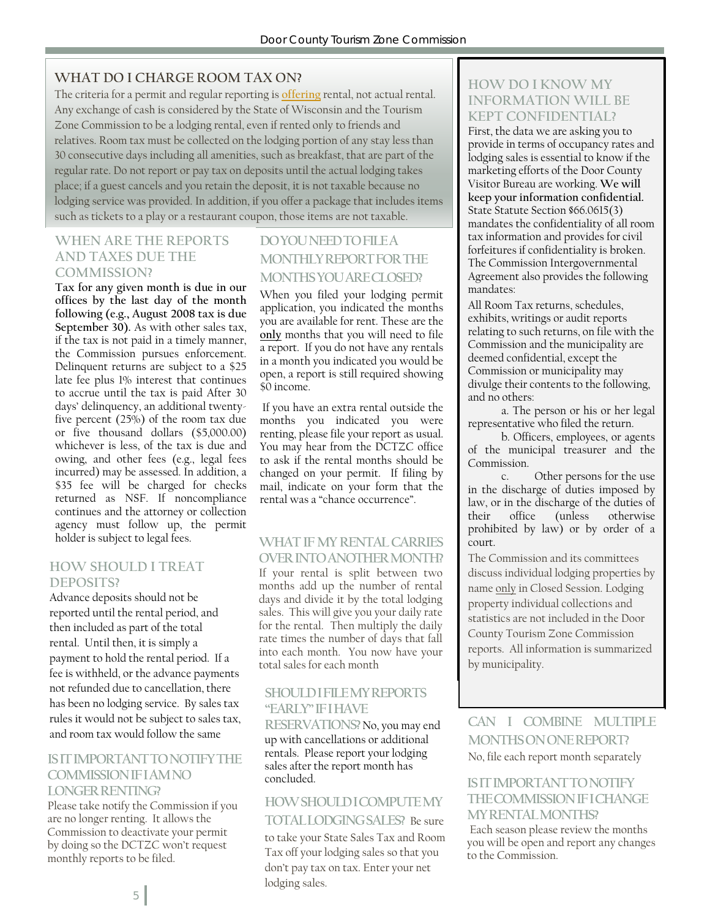## WHAT DO I CHARGE ROOM TAX ON?

The criteria for a permit and regular reporting is offering rental, not actual rental. Any exchange of cash is considered by the State of Wisconsin and the Tourism Zone Commission to be a lodging rental, even if rented only to friends and relatives. Room tax must be collected on the lodging portion of any stay less than 30 consecutive days including all amenities, such as breakfast, that are part of the regular rate. Do not report or pay tax on deposits until the actual lodging takes place; if a guest cancels and you retain the deposit, it is not taxable because no lodging service was provided. In addition, if you offer a package that includes items such as tickets to a play or a restaurant coupon, those items are not taxable.

## WHEN ARE THE REPORTS AND TAXES DUE THE COMMISSION?

**Tax for any given month is due in our offices by the last day of the month following (e.g., August 2008 tax is due September 30).** As with other sales tax, if the tax is not paid in a timely manner, the Commission pursues enforcement. Delinquent returns are subject to a $25 late fee plus 1% interest that continues to accrue until the tax is paid After 30 days' delinquency, an additional twenty-five percent (25%) of the room tax due or five thousand dollars ($5,000.00) whichever is less, of the tax is due and owing, and other fees (e.g., legal fees incurred) may be assessed. In addition, a $35 fee will be charged for checks returned as NSF. If noncompliance continues and the attorney or collection agency must follow up, the permit holder is subject to legal fees.

## HOW SHOULD I TREAT DEPOSITS?

Advance deposits should not be reported until the rental period, and then included as part of the total rental. Until then, it is simply a payment to hold the rental period. If a fee is withheld, or the advance payments not refunded due to cancellation, there has been no lodging service. By sales tax rules it would not be subject to sales tax, and room tax would follow the same

## IS IT IMPORTANT TO NOTIFY THE COMMISSION IF I AM NO LONGER RENTING?

Please take notify the Commission if you are no longer renting. It allows the Commission to deactivate your permit by doing so the DCTZC won't request monthly reports to be filed.

## DO YOU NEED TO FILE A MONTHLY REPORT FOR THE MONTHS YOU ARE CLOSED?

When you filed your lodging permit application, you indicated the months you are available for rent. These are the only months that you will need to file a report. If you do not have any rentals in a month you indicated you would be open, a report is still required showing $0 income.

If you have an extra rental outside the months you indicated you were renting, please file your report as usual. You may hear from the DCTZC office to ask if the rental months should be changed on your permit. If filing by mail, indicate on your form that the rental was a "chance occurrence".

## WHAT IF MY RENTAL CARRIES OVER INTO ANOTHER MONTH?

If your rental is split between two months add up the number of rental days and divide it by the total lodging sales. This will give you your daily rate for the rental. Then multiply the daily rate times the number of days that fall into each month. You now have your total sales for each month

## SHOULD I FILE MY REPORTS "EARLY" IF I HAVE RESERVATIONS?

No, you may end up with cancellations or additional rentals. Please report your lodging sales after the report month has concluded.

## HOW SHOULD I COMPUTE MY TOTAL LODGING SALES?

Be sure to take your State Sales Tax and Room Tax off your lodging sales so that you don't pay tax on tax. Enter your net lodging sales.

## HOW DO I KNOW MY INFORMATION WILL BE KEPT CONFIDENTIAL?

First, the data we are asking you to provide in terms of occupancy rates and lodging sales is essential to know if the marketing efforts of the Door County Visitor Bureau are working. **We will keep your information confidential.** State Statute Section §66.0615(3) mandates the confidentiality of all room tax information and provides for civil forfeitures if confidentiality is broken. The Commission Intergovernmental Agreement also provides the following mandates:

All Room Tax returns, schedules, exhibits, writings or audit reports relating to such returns, on file with the Commission and the municipality are deemed confidential, except the Commission or municipality may divulge their contents to the following, and no others:

a. The person or his or her legal representative who filed the return.

b. Officers, employees, or agents of the municipal treasurer and the Commission.

c. Other persons for the use in the discharge of duties imposed by law, or in the discharge of the duties of their office (unless otherwise prohibited by law) or by order of a court.

The Commission and its committees discuss individual lodging properties by name only in Closed Session. Lodging property individual collections and statistics are not included in the Door County Tourism Zone Commission reports. All information is summarized by municipality.

## CAN I COMBINE MULTIPLE MONTHS ON ONE REPORT?

No, file each report month separately

## IS IT IMPORTANT TO NOTIFY THE COMMISSION IF I CHANGE MY RENTAL MONTHS?

Each season please review the months you will be open and report any changes to the Commission.